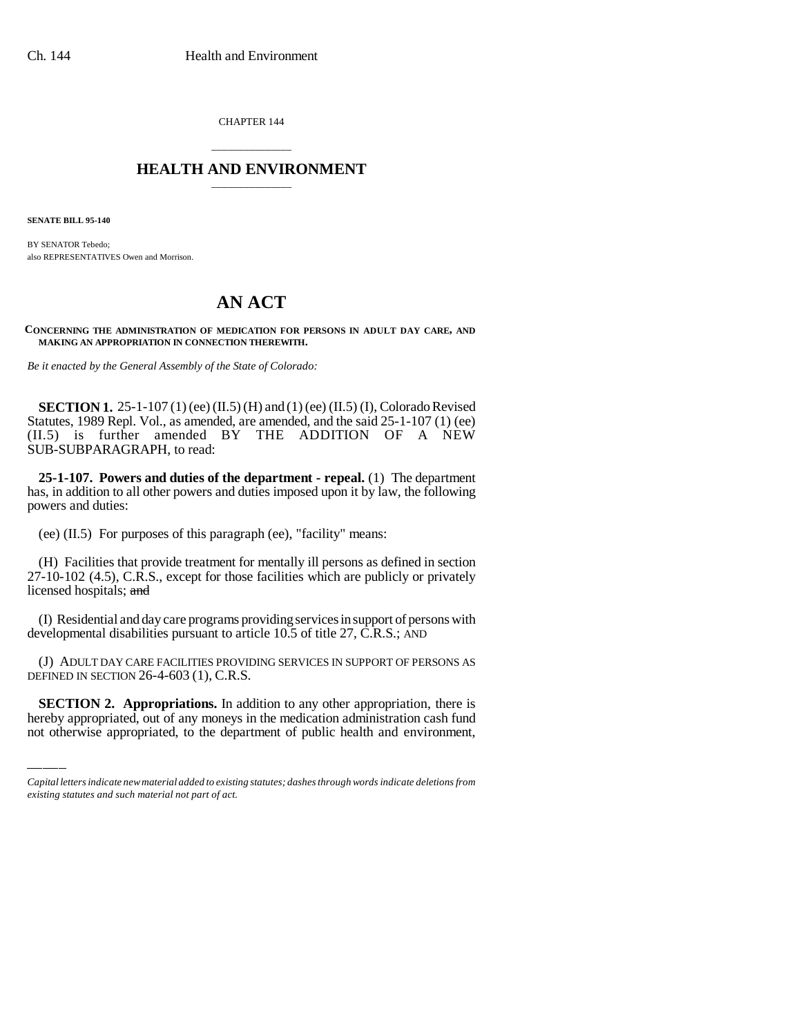CHAPTER 144

## HEALTH AND ENVIRONMENT

**SENATE BILL 95-140**

BY SENATOR Tebedo;
also REPRESENTATIVES Owen and Morrison.

# AN ACT

**CONCERNING THE ADMINISTRATION OF MEDICATION FOR PERSONS IN ADULT DAY CARE, AND MAKING AN APPROPRIATION IN CONNECTION THEREWITH.**

*Be it enacted by the General Assembly of the State of Colorado:*

**SECTION 1.** 25-1-107 (1) (ee) (II.5) (H) and (1) (ee) (II.5) (I), Colorado Revised Statutes, 1989 Repl. Vol., as amended, are amended, and the said 25-1-107 (1) (ee) (II.5) is further amended BY THE ADDITION OF A NEW SUB-SUBPARAGRAPH, to read:

**25-1-107. Powers and duties of the department - repeal.** (1) The department has, in addition to all other powers and duties imposed upon it by law, the following powers and duties:

(ee) (II.5) For purposes of this paragraph (ee), "facility" means:

(H) Facilities that provide treatment for mentally ill persons as defined in section 27-10-102 (4.5), C.R.S., except for those facilities which are publicly or privately licensed hospitals; ~~and~~

(I) Residential and day care programs providing services in support of persons with developmental disabilities pursuant to article 10.5 of title 27, C.R.S.; AND

(J) ADULT DAY CARE FACILITIES PROVIDING SERVICES IN SUPPORT OF PERSONS AS DEFINED IN SECTION 26-4-603 (1), C.R.S.

**SECTION 2. Appropriations.** In addition to any other appropriation, there is hereby appropriated, out of any moneys in the medication administration cash fund not otherwise appropriated, to the department of public health and environment,

*Capital letters indicate new material added to existing statutes; dashes through words indicate deletions from existing statutes and such material not part of act.*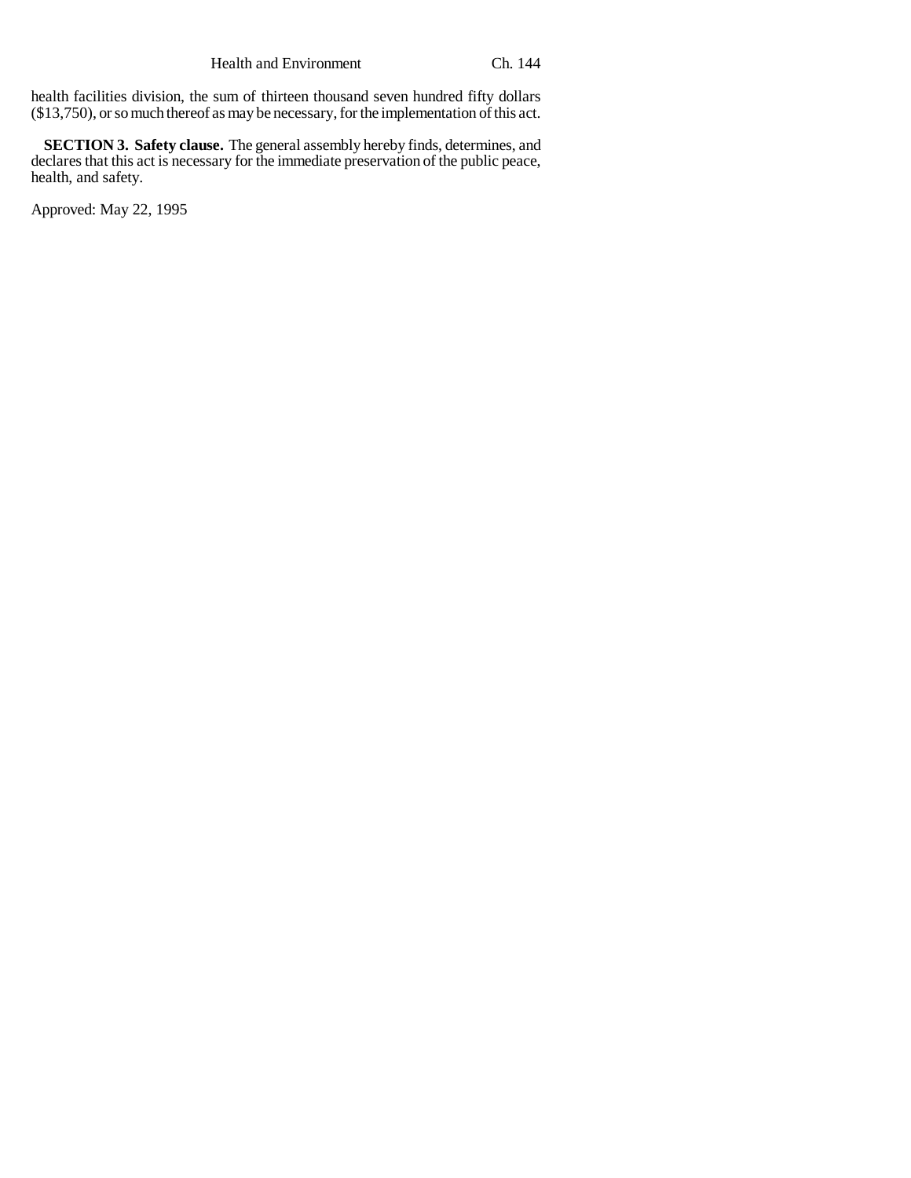health facilities division, the sum of thirteen thousand seven hundred fifty dollars ($13,750), or so much thereof as may be necessary, for the implementation of this act.

**SECTION 3. Safety clause.** The general assembly hereby finds, determines, and declares that this act is necessary for the immediate preservation of the public peace, health, and safety.

Approved: May 22, 1995